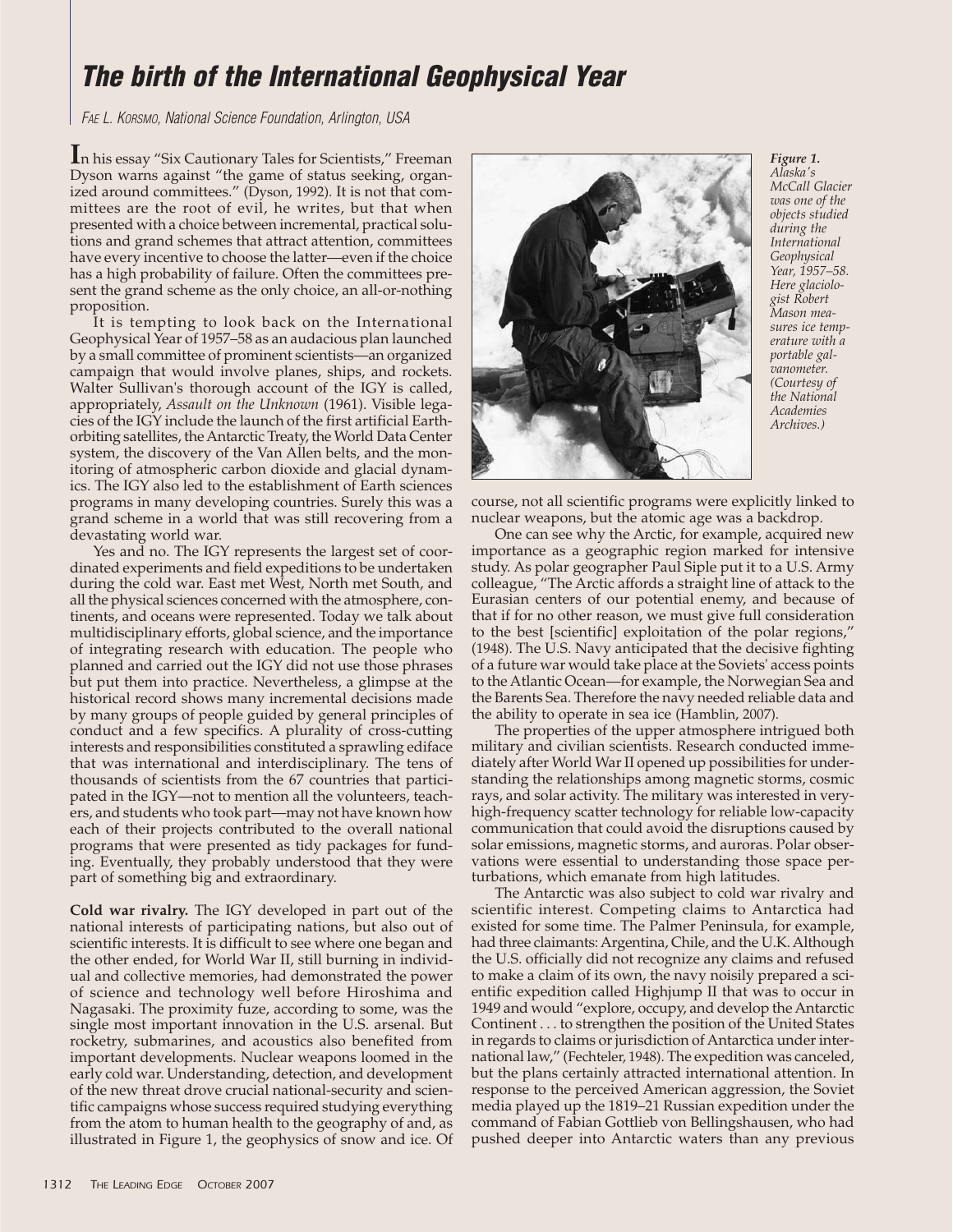# The birth of the International Geophysical Year

*Fae L. Korsmo, National Science Foundation, Arlington, USA*

In his essay "Six Cautionary Tales for Scientists," Freeman Dyson warns against "the game of status seeking, organized around committees." (Dyson, 1992). It is not that committees are the root of evil, he writes, but that when presented with a choice between incremental, practical solutions and grand schemes that attract attention, committees have every incentive to choose the latter—even if the choice has a high probability of failure. Often the committees present the grand scheme as the only choice, an all-or-nothing proposition.

It is tempting to look back on the International Geophysical Year of 1957–58 as an audacious plan launched by a small committee of prominent scientists—an organized campaign that would involve planes, ships, and rockets. Walter Sullivan's thorough account of the IGY is called, appropriately, *Assault on the Unknown* (1961). Visible legacies of the IGY include the launch of the first artificial Earth-orbiting satellites, the Antarctic Treaty, the World Data Center system, the discovery of the Van Allen belts, and the monitoring of atmospheric carbon dioxide and glacial dynamics. The IGY also led to the establishment of Earth sciences programs in many developing countries. Surely this was a grand scheme in a world that was still recovering from a devastating world war.

Yes and no. The IGY represents the largest set of coordinated experiments and field expeditions to be undertaken during the cold war. East met West, North met South, and all the physical sciences concerned with the atmosphere, continents, and oceans were represented. Today we talk about multidisciplinary efforts, global science, and the importance of integrating research with education. The people who planned and carried out the IGY did not use those phrases but put them into practice. Nevertheless, a glimpse at the historical record shows many incremental decisions made by many groups of people guided by general principles of conduct and a few specifics. A plurality of cross-cutting interests and responsibilities constituted a sprawling edifice that was international and interdisciplinary. The tens of thousands of scientists from the 67 countries that participated in the IGY—not to mention all the volunteers, teachers, and students who took part—may not have known how each of their projects contributed to the overall national programs that were presented as tidy packages for funding. Eventually, they probably understood that they were part of something big and extraordinary.

**Cold war rivalry.** The IGY developed in part out of the national interests of participating nations, but also out of scientific interests. It is difficult to see where one began and the other ended, for World War II, still burning in individual and collective memories, had demonstrated the power of science and technology well before Hiroshima and Nagasaki. The proximity fuze, according to some, was the single most important innovation in the U.S. arsenal. But rocketry, submarines, and acoustics also benefited from important developments. Nuclear weapons loomed in the early cold war. Understanding, detection, and development of the new threat drove crucial national-security and scientific campaigns whose success required studying everything from the atom to human health to the geography of and, as illustrated in Figure 1, the geophysics of snow and ice. Of course, not all scientific programs were explicitly linked to nuclear weapons, but the atomic age was a backdrop.

*Figure 1. Alaska's McCall Glacier was one of the objects studied during the International Geophysical Year, 1957–58. Here glaciologist Robert Mason measures ice temperature with a portable galvanometer. (Courtesy of the National Academies Archives.)*

One can see why the Arctic, for example, acquired new importance as a geographic region marked for intensive study. As polar geographer Paul Siple put it to a U.S. Army colleague, "The Arctic affords a straight line of attack to the Eurasian centers of our potential enemy, and because of that if for no other reason, we must give full consideration to the best [scientific] exploitation of the polar regions," (1948). The U.S. Navy anticipated that the decisive fighting of a future war would take place at the Soviets' access points to the Atlantic Ocean—for example, the Norwegian Sea and the Barents Sea. Therefore the navy needed reliable data and the ability to operate in sea ice (Hamblin, 2007).

The properties of the upper atmosphere intrigued both military and civilian scientists. Research conducted immediately after World War II opened up possibilities for understanding the relationships among magnetic storms, cosmic rays, and solar activity. The military was interested in very-high-frequency scatter technology for reliable low-capacity communication that could avoid the disruptions caused by solar emissions, magnetic storms, and auroras. Polar observations were essential to understanding those space perturbations, which emanate from high latitudes.

The Antarctic was also subject to cold war rivalry and scientific interest. Competing claims to Antarctica had existed for some time. The Palmer Peninsula, for example, had three claimants: Argentina, Chile, and the U.K. Although the U.S. officially did not recognize any claims and refused to make a claim of its own, the navy noisily prepared a scientific expedition called Highjump II that was to occur in 1949 and would "explore, occupy, and develop the Antarctic Continent . . . to strengthen the position of the United States in regards to claims or jurisdiction of Antarctica under international law," (Fechteler, 1948). The expedition was canceled, but the plans certainly attracted international attention. In response to the perceived American aggression, the Soviet media played up the 1819–21 Russian expedition under the command of Fabian Gottlieb von Bellingshausen, who had pushed deeper into Antarctic waters than any previous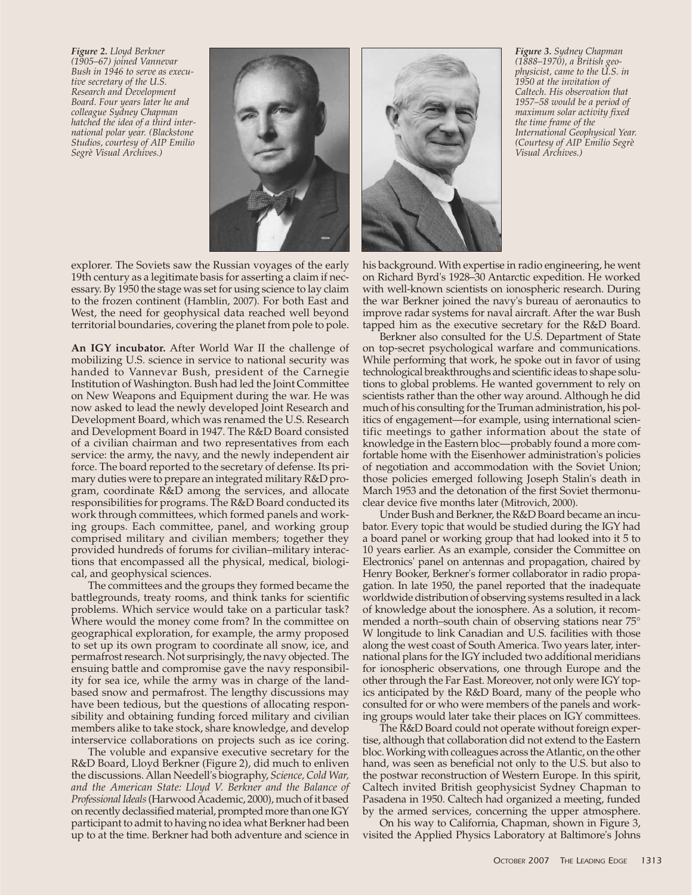*Figure 2. Lloyd Berkner (1905–67) joined Vannevar Bush in 1946 to serve as executive secretary of the U.S. Research and Development Board. Four years later he and colleague Sydney Chapman hatched the idea of a third international polar year. (Blackstone Studios, courtesy of AIP Emilio Segrè Visual Archives.)*

*Figure 3. Sydney Chapman (1888–1970), a British geophysicist, came to the U.S. in 1950 at the invitation of Caltech. His observation that 1957–58 would be a period of maximum solar activity fixed the time frame of the International Geophysical Year. (Courtesy of AIP Emilio Segrè Visual Archives.)*

explorer. The Soviets saw the Russian voyages of the early 19th century as a legitimate basis for asserting a claim if necessary. By 1950 the stage was set for using science to lay claim to the frozen continent (Hamblin, 2007). For both East and West, the need for geophysical data reached well beyond territorial boundaries, covering the planet from pole to pole.

**An IGY incubator.** After World War II the challenge of mobilizing U.S. science in service to national security was handed to Vannevar Bush, president of the Carnegie Institution of Washington. Bush had led the Joint Committee on New Weapons and Equipment during the war. He was now asked to lead the newly developed Joint Research and Development Board, which was renamed the U.S. Research and Development Board in 1947. The R&D Board consisted of a civilian chairman and two representatives from each service: the army, the navy, and the newly independent air force. The board reported to the secretary of defense. Its primary duties were to prepare an integrated military R&D program, coordinate R&D among the services, and allocate responsibilities for programs. The R&D Board conducted its work through committees, which formed panels and working groups. Each committee, panel, and working group comprised military and civilian members; together they provided hundreds of forums for civilian–military interactions that encompassed all the physical, medical, biological, and geophysical sciences.

The committees and the groups they formed became the battlegrounds, treaty rooms, and think tanks for scientific problems. Which service would take on a particular task? Where would the money come from? In the committee on geographical exploration, for example, the army proposed to set up its own program to coordinate all snow, ice, and permafrost research. Not surprisingly, the navy objected. The ensuing battle and compromise gave the navy responsibility for sea ice, while the army was in charge of the land-based snow and permafrost. The lengthy discussions may have been tedious, but the questions of allocating responsibility and obtaining funding forced military and civilian members alike to take stock, share knowledge, and develop interservice collaborations on projects such as ice coring.

The voluble and expansive executive secretary for the R&D Board, Lloyd Berkner (Figure 2), did much to enliven the discussions. Allan Needell's biography, *Science, Cold War, and the American State: Lloyd V. Berkner and the Balance of Professional Ideals* (Harwood Academic, 2000), much of it based on recently declassified material, prompted more than one IGY participant to admit to having no idea what Berkner had been up to at the time. Berkner had both adventure and science in his background. With expertise in radio engineering, he went on Richard Byrd's 1928–30 Antarctic expedition. He worked with well-known scientists on ionospheric research. During the war Berkner joined the navy's bureau of aeronautics to improve radar systems for naval aircraft. After the war Bush tapped him as the executive secretary for the R&D Board.

Berkner also consulted for the U.S. Department of State on top-secret psychological warfare and communications. While performing that work, he spoke out in favor of using technological breakthroughs and scientific ideas to shape solutions to global problems. He wanted government to rely on scientists rather than the other way around. Although he did much of his consulting for the Truman administration, his politics of engagement—for example, using international scientific meetings to gather information about the state of knowledge in the Eastern bloc—probably found a more comfortable home with the Eisenhower administration's policies of negotiation and accommodation with the Soviet Union; those policies emerged following Joseph Stalin's death in March 1953 and the detonation of the first Soviet thermonuclear device five months later (Mitrovich, 2000).

Under Bush and Berkner, the R&D Board became an incubator. Every topic that would be studied during the IGY had a board panel or working group that had looked into it 5 to 10 years earlier. As an example, consider the Committee on Electronics' panel on antennas and propagation, chaired by Henry Booker, Berkner's former collaborator in radio propagation. In late 1950, the panel reported that the inadequate worldwide distribution of observing systems resulted in a lack of knowledge about the ionosphere. As a solution, it recommended a north–south chain of observing stations near 75° W longitude to link Canadian and U.S. facilities with those along the west coast of South America. Two years later, international plans for the IGY included two additional meridians for ionospheric observations, one through Europe and the other through the Far East. Moreover, not only were IGY topics anticipated by the R&D Board, many of the people who consulted for or who were members of the panels and working groups would later take their places on IGY committees.

The R&D Board could not operate without foreign expertise, although that collaboration did not extend to the Eastern bloc. Working with colleagues across the Atlantic, on the other hand, was seen as beneficial not only to the U.S. but also to the postwar reconstruction of Western Europe. In this spirit, Caltech invited British geophysicist Sydney Chapman to Pasadena in 1950. Caltech had organized a meeting, funded by the armed services, concerning the upper atmosphere.

On his way to California, Chapman, shown in Figure 3, visited the Applied Physics Laboratory at Baltimore's Johns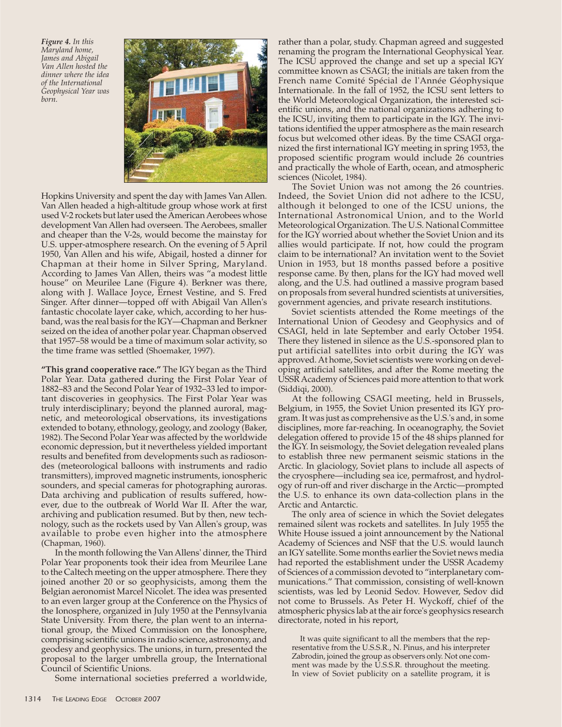*Figure 4. In this Maryland home, James and Abigail Van Allen hosted the dinner where the idea of the International Geophysical Year was born.*

Hopkins University and spent the day with James Van Allen. Van Allen headed a high-altitude group whose work at first used V-2 rockets but later used the American Aerobees whose development Van Allen had overseen. The Aerobees, smaller and cheaper than the V-2s, would become the mainstay for U.S. upper-atmosphere research. On the evening of 5 April 1950, Van Allen and his wife, Abigail, hosted a dinner for Chapman at their home in Silver Spring, Maryland. According to James Van Allen, theirs was "a modest little house" on Meurilee Lane (Figure 4). Berkner was there, along with J. Wallace Joyce, Ernest Vestine, and S. Fred Singer. After dinner—topped off with Abigail Van Allen's fantastic chocolate layer cake, which, according to her husband, was the real basis for the IGY—Chapman and Berkner seized on the idea of another polar year. Chapman observed that 1957–58 would be a time of maximum solar activity, so the time frame was settled (Shoemaker, 1997).

**"This grand cooperative race."** The IGY began as the Third Polar Year. Data gathered during the First Polar Year of 1882–83 and the Second Polar Year of 1932–33 led to important discoveries in geophysics. The First Polar Year was truly interdisciplinary; beyond the planned auroral, magnetic, and meteorological observations, its investigations extended to botany, ethnology, geology, and zoology (Baker, 1982). The Second Polar Year was affected by the worldwide economic depression, but it nevertheless yielded important results and benefited from developments such as radiosondes (meteorological balloons with instruments and radio transmitters), improved magnetic instruments, ionospheric sounders, and special cameras for photographing auroras. Data archiving and publication of results suffered, however, due to the outbreak of World War II. After the war, archiving and publication resumed. But by then, new technology, such as the rockets used by Van Allen's group, was available to probe even higher into the atmosphere (Chapman, 1960).

In the month following the Van Allens' dinner, the Third Polar Year proponents took their idea from Meurilee Lane to the Caltech meeting on the upper atmosphere. There they joined another 20 or so geophysicists, among them the Belgian aeronomist Marcel Nicolet. The idea was presented to an even larger group at the Conference on the Physics of the Ionosphere, organized in July 1950 at the Pennsylvania State University. From there, the plan went to an international group, the Mixed Commission on the Ionosphere, comprising scientific unions in radio science, astronomy, and geodesy and geophysics. The unions, in turn, presented the proposal to the larger umbrella group, the International Council of Scientific Unions.

Some international societies preferred a worldwide, rather than a polar, study. Chapman agreed and suggested renaming the program the International Geophysical Year. The ICSU approved the change and set up a special IGY committee known as CSAGI; the initials are taken from the French name Comité Spécial de l'Année Géophysique Internationale. In the fall of 1952, the ICSU sent letters to the World Meteorological Organization, the interested scientific unions, and the national organizations adhering to the ICSU, inviting them to participate in the IGY. The invitations identified the upper atmosphere as the main research focus but welcomed other ideas. By the time CSAGI organized the first international IGY meeting in spring 1953, the proposed scientific program would include 26 countries and practically the whole of Earth, ocean, and atmospheric sciences (Nicolet, 1984).

The Soviet Union was not among the 26 countries. Indeed, the Soviet Union did not adhere to the ICSU, although it belonged to one of the ICSU unions, the International Astronomical Union, and to the World Meteorological Organization. The U.S. National Committee for the IGY worried about whether the Soviet Union and its allies would participate. If not, how could the program claim to be international? An invitation went to the Soviet Union in 1953, but 18 months passed before a positive response came. By then, plans for the IGY had moved well along, and the U.S. had outlined a massive program based on proposals from several hundred scientists at universities, government agencies, and private research institutions.

Soviet scientists attended the Rome meetings of the International Union of Geodesy and Geophysics and of CSAGI, held in late September and early October 1954. There they listened in silence as the U.S.-sponsored plan to put artificial satellites into orbit during the IGY was approved. At home, Soviet scientists were working on developing artificial satellites, and after the Rome meeting the USSR Academy of Sciences paid more attention to that work (Siddiqi, 2000).

At the following CSAGI meeting, held in Brussels, Belgium, in 1955, the Soviet Union presented its IGY program. It was just as comprehensive as the U.S.'s and, in some disciplines, more far-reaching. In oceanography, the Soviet delegation offered to provide 15 of the 48 ships planned for the IGY. In seismology, the Soviet delegation revealed plans to establish three new permanent seismic stations in the Arctic. In glaciology, Soviet plans to include all aspects of the cryosphere—including sea ice, permafrost, and hydrology of run-off and river discharge in the Arctic—prompted the U.S. to enhance its own data-collection plans in the Arctic and Antarctic.

The only area of science in which the Soviet delegates remained silent was rockets and satellites. In July 1955 the White House issued a joint announcement by the National Academy of Sciences and NSF that the U.S. would launch an IGY satellite. Some months earlier the Soviet news media had reported the establishment under the USSR Academy of Sciences of a commission devoted to "interplanetary communications." That commission, consisting of well-known scientists, was led by Leonid Sedov. However, Sedov did not come to Brussels. As Peter H. Wyckoff, chief of the atmospheric physics lab at the air force's geophysics research directorate, noted in his report,

> It was quite significant to all the members that the representative from the U.S.S.R., N. Pinus, and his interpreter Zabrodin, joined the group as observers only. Not one comment was made by the U.S.S.R. throughout the meeting. In view of Soviet publicity on a satellite program, it is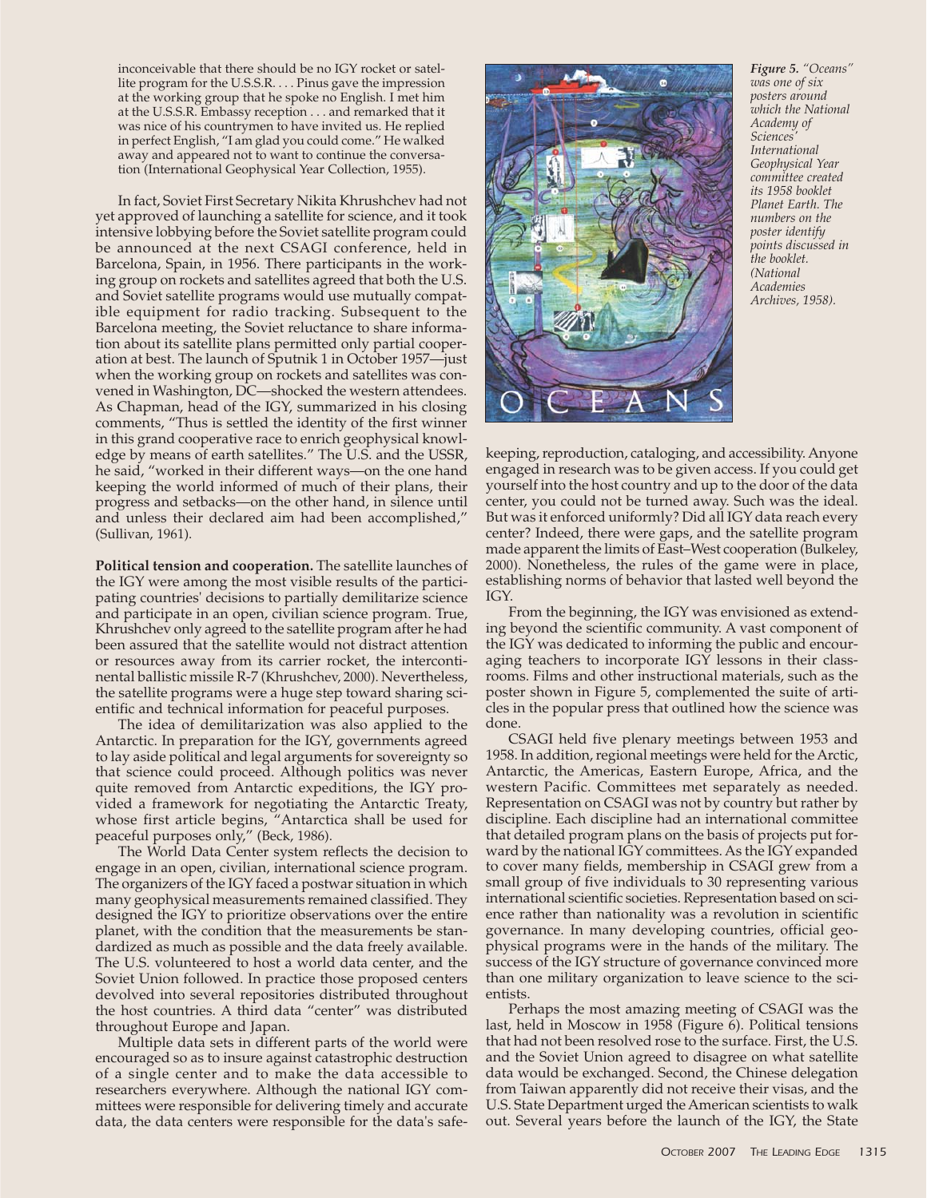inconceivable that there should be no IGY rocket or satellite program for the U.S.S.R. . . . Pinus gave the impression at the working group that he spoke no English. I met him at the U.S.S.R. Embassy reception . . . and remarked that it was nice of his countrymen to have invited us. He replied in perfect English, "I am glad you could come." He walked away and appeared not to want to continue the conversation (International Geophysical Year Collection, 1955).

In fact, Soviet First Secretary Nikita Khrushchev had not yet approved of launching a satellite for science, and it took intensive lobbying before the Soviet satellite program could be announced at the next CSAGI conference, held in Barcelona, Spain, in 1956. There participants in the working group on rockets and satellites agreed that both the U.S. and Soviet satellite programs would use mutually compatible equipment for radio tracking. Subsequent to the Barcelona meeting, the Soviet reluctance to share information about its satellite plans permitted only partial cooperation at best. The launch of Sputnik 1 in October 1957—just when the working group on rockets and satellites was convened in Washington, DC—shocked the western attendees. As Chapman, head of the IGY, summarized in his closing comments, "Thus is settled the identity of the first winner in this grand cooperative race to enrich geophysical knowledge by means of earth satellites." The U.S. and the USSR, he said, "worked in their different ways—on the one hand keeping the world informed of much of their plans, their progress and setbacks—on the other hand, in silence until and unless their declared aim had been accomplished," (Sullivan, 1961).

**Political tension and cooperation.** The satellite launches of the IGY were among the most visible results of the participating countries' decisions to partially demilitarize science and participate in an open, civilian science program. True, Khrushchev only agreed to the satellite program after he had been assured that the satellite would not distract attention or resources away from its carrier rocket, the intercontinental ballistic missile R-7 (Khrushchev, 2000). Nevertheless, the satellite programs were a huge step toward sharing scientific and technical information for peaceful purposes.

The idea of demilitarization was also applied to the Antarctic. In preparation for the IGY, governments agreed to lay aside political and legal arguments for sovereignty so that science could proceed. Although politics was never quite removed from Antarctic expeditions, the IGY provided a framework for negotiating the Antarctic Treaty, whose first article begins, "Antarctica shall be used for peaceful purposes only," (Beck, 1986).

The World Data Center system reflects the decision to engage in an open, civilian, international science program. The organizers of the IGY faced a postwar situation in which many geophysical measurements remained classified. They designed the IGY to prioritize observations over the entire planet, with the condition that the measurements be standardized as much as possible and the data freely available. The U.S. volunteered to host a world data center, and the Soviet Union followed. In practice those proposed centers devolved into several repositories distributed throughout the host countries. A third data "center" was distributed throughout Europe and Japan.

Multiple data sets in different parts of the world were encouraged so as to insure against catastrophic destruction of a single center and to make the data accessible to researchers everywhere. Although the national IGY committees were responsible for delivering timely and accurate data, the data centers were responsible for the data's safekeeping, reproduction, cataloging, and accessibility. Anyone engaged in research was to be given access. If you could get yourself into the host country and up to the door of the data center, you could not be turned away. Such was the ideal. But was it enforced uniformly? Did all IGY data reach every center? Indeed, there were gaps, and the satellite program made apparent the limits of East–West cooperation (Bulkeley, 2000). Nonetheless, the rules of the game were in place, establishing norms of behavior that lasted well beyond the IGY.

*Figure 5. "Oceans" was one of six posters around which the National Academy of Sciences' International Geophysical Year committee created its 1958 booklet Planet Earth. The numbers on the poster identify points discussed in the booklet. (National Academies Archives, 1958).*

From the beginning, the IGY was envisioned as extending beyond the scientific community. A vast component of the IGY was dedicated to informing the public and encouraging teachers to incorporate IGY lessons in their classrooms. Films and other instructional materials, such as the poster shown in Figure 5, complemented the suite of articles in the popular press that outlined how the science was done.

CSAGI held five plenary meetings between 1953 and 1958. In addition, regional meetings were held for the Arctic, Antarctic, the Americas, Eastern Europe, Africa, and the western Pacific. Committees met separately as needed. Representation on CSAGI was not by country but rather by discipline. Each discipline had an international committee that detailed program plans on the basis of projects put forward by the national IGY committees. As the IGY expanded to cover many fields, membership in CSAGI grew from a small group of five individuals to 30 representing various international scientific societies. Representation based on science rather than nationality was a revolution in scientific governance. In many developing countries, official geophysical programs were in the hands of the military. The success of the IGY structure of governance convinced more than one military organization to leave science to the scientists.

Perhaps the most amazing meeting of CSAGI was the last, held in Moscow in 1958 (Figure 6). Political tensions that had not been resolved rose to the surface. First, the U.S. and the Soviet Union agreed to disagree on what satellite data would be exchanged. Second, the Chinese delegation from Taiwan apparently did not receive their visas, and the U.S. State Department urged the American scientists to walk out. Several years before the launch of the IGY, the State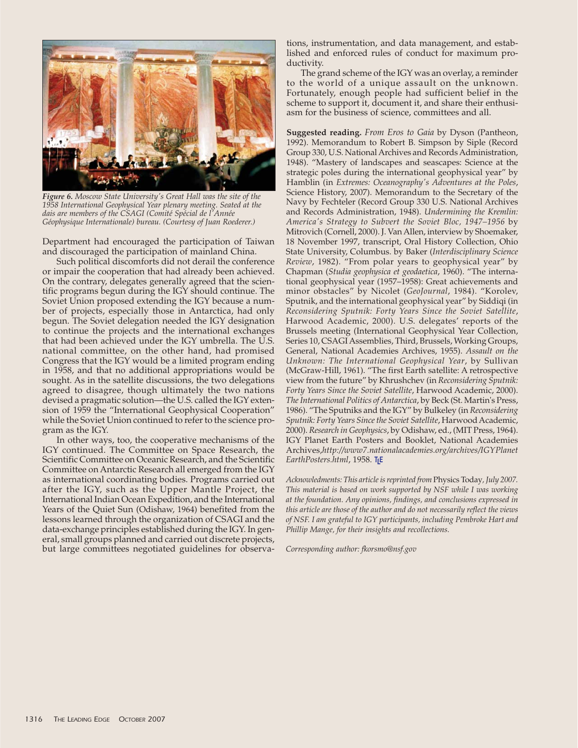*Figure 6. Moscow State University's Great Hall was the site of the 1958 International Geophysical Year plenary meeting. Seated at the dais are members of the CSAGI (Comité Spécial de l'Année Géophysique Internationale) bureau. (Courtesy of Juan Roederer.)*

Department had encouraged the participation of Taiwan and discouraged the participation of mainland China.

Such political discomforts did not derail the conference or impair the cooperation that had already been achieved. On the contrary, delegates generally agreed that the scientific programs begun during the IGY should continue. The Soviet Union proposed extending the IGY because a number of projects, especially those in Antarctica, had only begun. The Soviet delegation needed the IGY designation to continue the projects and the international exchanges that had been achieved under the IGY umbrella. The U.S. national committee, on the other hand, had promised Congress that the IGY would be a limited program ending in 1958, and that no additional appropriations would be sought. As in the satellite discussions, the two delegations agreed to disagree, though ultimately the two nations devised a pragmatic solution—the U.S. called the IGY extension of 1959 the "International Geophysical Cooperation" while the Soviet Union continued to refer to the science program as the IGY.

In other ways, too, the cooperative mechanisms of the IGY continued. The Committee on Space Research, the Scientific Committee on Oceanic Research, and the Scientific Committee on Antarctic Research all emerged from the IGY as international coordinating bodies. Programs carried out after the IGY, such as the Upper Mantle Project, the International Indian Ocean Expedition, and the International Years of the Quiet Sun (Odishaw, 1964) benefited from the lessons learned through the organization of CSAGI and the data-exchange principles established during the IGY. In general, small groups planned and carried out discrete projects, but large committees negotiated guidelines for observations, instrumentation, and data management, and established and enforced rules of conduct for maximum productivity.

The grand scheme of the IGY was an overlay, a reminder to the world of a unique assault on the unknown. Fortunately, enough people had sufficient belief in the scheme to support it, document it, and share their enthusiasm for the business of science, committees and all.

**Suggested reading.** *From Eros to Gaia* by Dyson (Pantheon, 1992). Memorandum to Robert B. Simpson by Siple (Record Group 330, U.S. National Archives and Records Administration, 1948). "Mastery of landscapes and seascapes: Science at the strategic poles during the international geophysical year" by Hamblin (in *Extremes: Oceanography's Adventures at the Poles*, Science History, 2007). Memorandum to the Secretary of the Navy by Fechteler (Record Group 330 U.S. National Archives and Records Administration, 1948). *Undermining the Kremlin: America's Strategy to Subvert the Soviet Bloc, 1947–1956* by Mitrovich (Cornell, 2000). J. Van Allen, interview by Shoemaker, 18 November 1997, transcript, Oral History Collection, Ohio State University, Columbus. by Baker (*Interdisciplinary Science Review*, 1982). "From polar years to geophysical year" by Chapman (*Studia geophysica et geodaetica*, 1960). "The international geophysical year (1957–1958): Great achievements and minor obstacles" by Nicolet (*GeoJournal*, 1984). "Korolev, Sputnik, and the international geophysical year" by Siddiqi (in *Reconsidering Sputnik: Forty Years Since the Soviet Satellite*, Harwood Academic, 2000). U.S. delegates' reports of the Brussels meeting (International Geophysical Year Collection, Series 10, CSAGI Assemblies, Third, Brussels, Working Groups, General, National Academies Archives, 1955). *Assault on the Unknown: The International Geophysical Year*, by Sullivan (McGraw-Hill, 1961). "The first Earth satellite: A retrospective view from the future" by Khrushchev (in *Reconsidering Sputnik: Forty Years Since the Soviet Satellite*, Harwood Academic, 2000). *The International Politics of Antarctica*, by Beck (St. Martin's Press, 1986). "The Sputniks and the IGY" by Bulkeley (in *Reconsidering Sputnik: Forty Years Since the Soviet Satellite*, Harwood Academic, 2000). *Research in Geophysics*, by Odishaw, ed., (MIT Press, 1964). IGY Planet Earth Posters and Booklet, National Academies Archives,*http://www7.nationalacademies.org/archives/IGYPlanetEarthPosters.html*, 1958. TLE

*Acknowledgments: This article is reprinted from* Physics Today*, July 2007. This material is based on work supported by NSF while I was working at the foundation. Any opinions, findings, and conclusions expressed in this article are those of the author and do not necessarily reflect the views of NSF. I am grateful to IGY participants, including Pembroke Hart and Phillip Mange, for their insights and recollections.*

*Corresponding author: fkorsmo@nsf.gov*